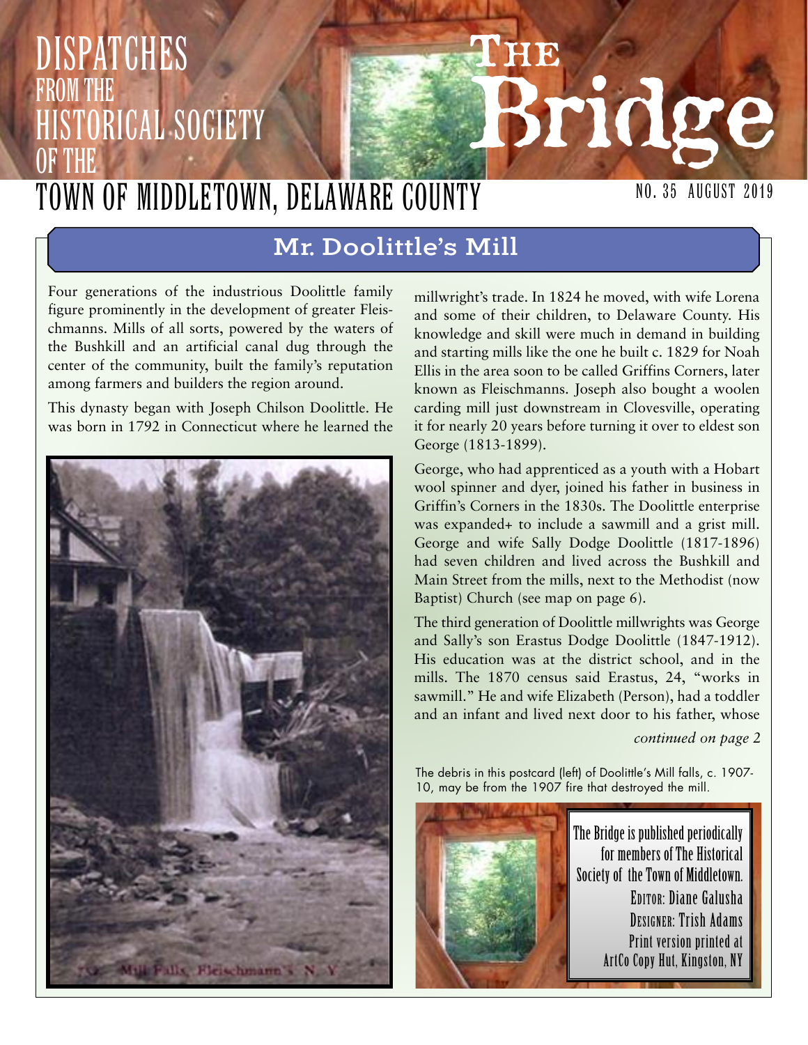# DISPATCHES FROM THE HISTORICAL SOCIETY OF THE TOWN OF MIDDLETOWN, DELAWARE COUNTY

# The Bridge

NO. 35 AUGUST 2019

## Mr. Doolittle's Mill

Four generations of the industrious Doolittle family figure prominently in the development of greater Fleischmanns. Mills of all sorts, powered by the waters of the Bushkill and an artificial canal dug through the center of the community, built the family's reputation among farmers and builders the region around.

This dynasty began with Joseph Chilson Doolittle. He was born in 1792 in Connecticut where he learned the millwright's trade. In 1824 he moved, with wife Lorena and some of their children, to Delaware County. His knowledge and skill were much in demand in building and starting mills like the one he built c. 1829 for Noah Ellis in the area soon to be called Griffins Corners, later known as Fleischmanns. Joseph also bought a woolen carding mill just downstream in Clovesville, operating it for nearly 20 years before turning it over to eldest son George (1813-1899).

George, who had apprenticed as a youth with a Hobart wool spinner and dyer, joined his father in business in Griffin's Corners in the 1830s. The Doolittle enterprise was expanded+ to include a sawmill and a grist mill. George and wife Sally Dodge Doolittle (1817-1896) had seven children and lived across the Bushkill and Main Street from the mills, next to the Methodist (now Baptist) Church (see map on page 6).

The third generation of Doolittle millwrights was George and Sally's son Erastus Dodge Doolittle (1847-1912). His education was at the district school, and in the mills. The 1870 census said Erastus, 24, "works in sawmill." He and wife Elizabeth (Person), had a toddler and an infant and lived next door to his father, whose

*continued on page 2*

Mill Falls, Fleischmann's, N. Y.

The debris in this postcard (left) of Doolittle's Mill falls, c. 1907-10, may be from the 1907 fire that destroyed the mill.

The Bridge is published periodically for members of The Historical Society of the Town of Middletown.
EDITOR: Diane Galusha
DESIGNER: Trish Adams
Print version printed at ArtCo Copy Hut, Kingston, NY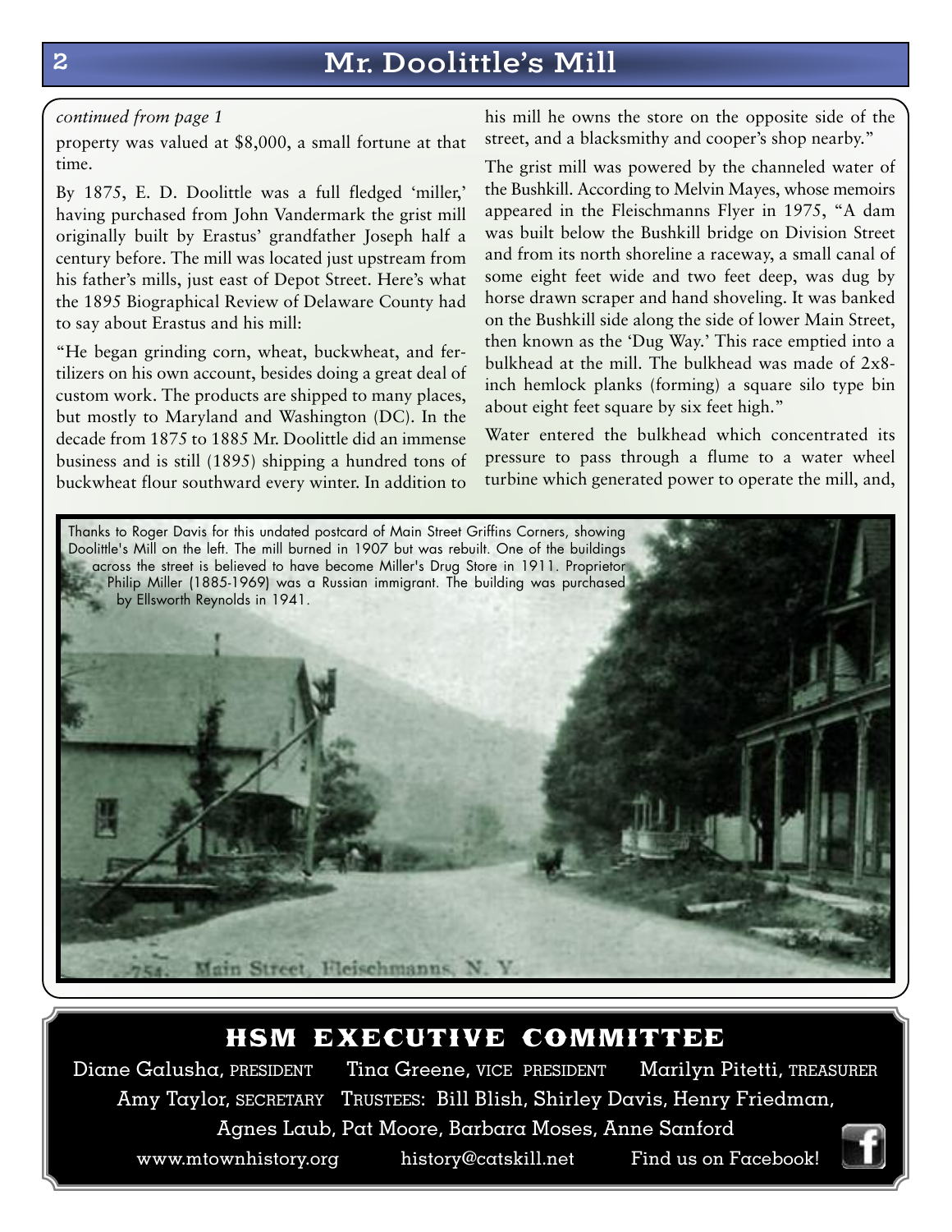# Mr. Doolittle's Mill

*continued from page 1*

property was valued at $8,000, a small fortune at that time.

By 1875, E. D. Doolittle was a full fledged 'miller,' having purchased from John Vandermark the grist mill originally built by Erastus' grandfather Joseph half a century before. The mill was located just upstream from his father's mills, just east of Depot Street. Here's what the 1895 Biographical Review of Delaware County had to say about Erastus and his mill:

"He began grinding corn, wheat, buckwheat, and fertilizers on his own account, besides doing a great deal of custom work. The products are shipped to many places, but mostly to Maryland and Washington (DC). In the decade from 1875 to 1885 Mr. Doolittle did an immense business and is still (1895) shipping a hundred tons of buckwheat flour southward every winter. In addition to his mill he owns the store on the opposite side of the street, and a blacksmithy and cooper's shop nearby."

The grist mill was powered by the channeled water of the Bushkill. According to Melvin Mayes, whose memoirs appeared in the Fleischmanns Flyer in 1975, "A dam was built below the Bushkill bridge on Division Street and from its north shoreline a raceway, a small canal of some eight feet wide and two feet deep, was dug by horse drawn scraper and hand shoveling. It was banked on the Bushkill side along the side of lower Main Street, then known as the 'Dug Way.' This race emptied into a bulkhead at the mill. The bulkhead was made of 2x8-inch hemlock planks (forming) a square silo type bin about eight feet square by six feet high."

Water entered the bulkhead which concentrated its pressure to pass through a flume to a water wheel turbine which generated power to operate the mill, and,

Thanks to Roger Davis for this undated postcard of Main Street Griffins Corners, showing Doolittle's Mill on the left. The mill burned in 1907 but was rebuilt. One of the buildings across the street is believed to have become Miller's Drug Store in 1911. Proprietor Philip Miller (1885-1969) was a Russian immigrant. The building was purchased by Ellsworth Reynolds in 1941.

754. Main Street, Fleischmanns, N. Y.

## HSM EXECUTIVE COMMITTEE

Diane Galusha, PRESIDENT Tina Greene, VICE PRESIDENT Marilyn Pitetti, TREASURER

Amy Taylor, SECRETARY TRUSTEES: Bill Blish, Shirley Davis, Henry Friedman, Agnes Laub, Pat Moore, Barbara Moses, Anne Sanford

www.mtownhistory.org history@catskill.net Find us on Facebook!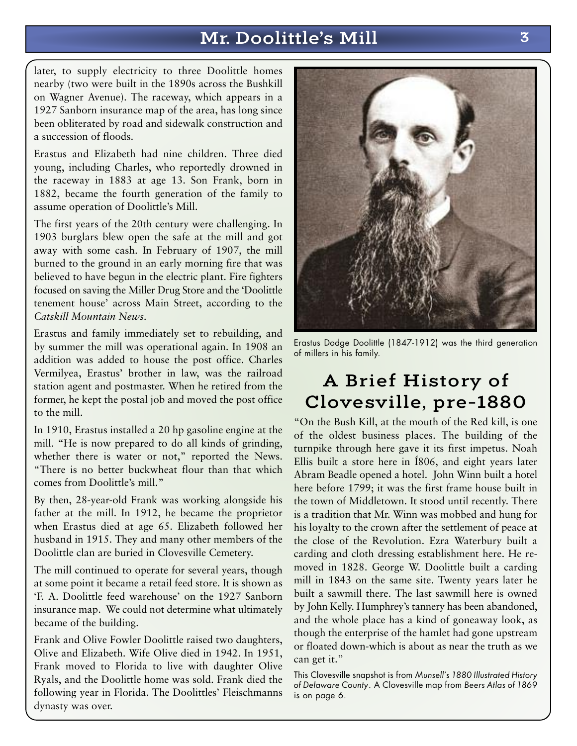later, to supply electricity to three Doolittle homes nearby (two were built in the 1890s across the Bushkill on Wagner Avenue). The raceway, which appears in a 1927 Sanborn insurance map of the area, has long since been obliterated by road and sidewalk construction and a succession of floods.

Erastus and Elizabeth had nine children. Three died young, including Charles, who reportedly drowned in the raceway in 1883 at age 13. Son Frank, born in 1882, became the fourth generation of the family to assume operation of Doolittle's Mill.

The first years of the 20th century were challenging. In 1903 burglars blew open the safe at the mill and got away with some cash. In February of 1907, the mill burned to the ground in an early morning fire that was believed to have begun in the electric plant. Fire fighters focused on saving the Miller Drug Store and the 'Doolittle tenement house' across Main Street, according to the *Catskill Mountain News*.

Erastus and family immediately set to rebuilding, and by summer the mill was operational again. In 1908 an addition was added to house the post office. Charles Vermilyea, Erastus' brother in law, was the railroad station agent and postmaster. When he retired from the former, he kept the postal job and moved the post office to the mill.

In 1910, Erastus installed a 20 hp gasoline engine at the mill. "He is now prepared to do all kinds of grinding, whether there is water or not," reported the News. "There is no better buckwheat flour than that which comes from Doolittle's mill."

By then, 28-year-old Frank was working alongside his father at the mill. In 1912, he became the proprietor when Erastus died at age 65. Elizabeth followed her husband in 1915. They and many other members of the Doolittle clan are buried in Clovesville Cemetery.

The mill continued to operate for several years, though at some point it became a retail feed store. It is shown as 'F. A. Doolittle feed warehouse' on the 1927 Sanborn insurance map. We could not determine what ultimately became of the building.

Frank and Olive Fowler Doolittle raised two daughters, Olive and Elizabeth. Wife Olive died in 1942. In 1951, Frank moved to Florida to live with daughter Olive Ryals, and the Doolittle home was sold. Frank died the following year in Florida. The Doolittles' Fleischmanns dynasty was over.

Erastus Dodge Doolittle (1847-1912) was the third generation of millers in his family.

## A Brief History of Clovesville, pre-1880

"On the Bush Kill, at the mouth of the Red kill, is one of the oldest business places. The building of the turnpike through here gave it its first impetus. Noah Ellis built a store here in 1806, and eight years later Abram Beadle opened a hotel. John Winn built a hotel here before 1799; it was the first frame house built in the town of Middletown. It stood until recently. There is a tradition that Mr. Winn was mobbed and hung for his loyalty to the crown after the settlement of peace at the close of the Revolution. Ezra Waterbury built a carding and cloth dressing establishment here. He removed in 1828. George W. Doolittle built a carding mill in 1843 on the same site. Twenty years later he built a sawmill there. The last sawmill here is owned by John Kelly. Humphrey's tannery has been abandoned, and the whole place has a kind of goneaway look, as though the enterprise of the hamlet had gone upstream or floated down-which is about as near the truth as we can get it."

This Clovesville snapshot is from *Munsell's 1880 Illustrated History of Delaware County*. A Clovesville map from *Beers Atlas of 1869* is on page 6.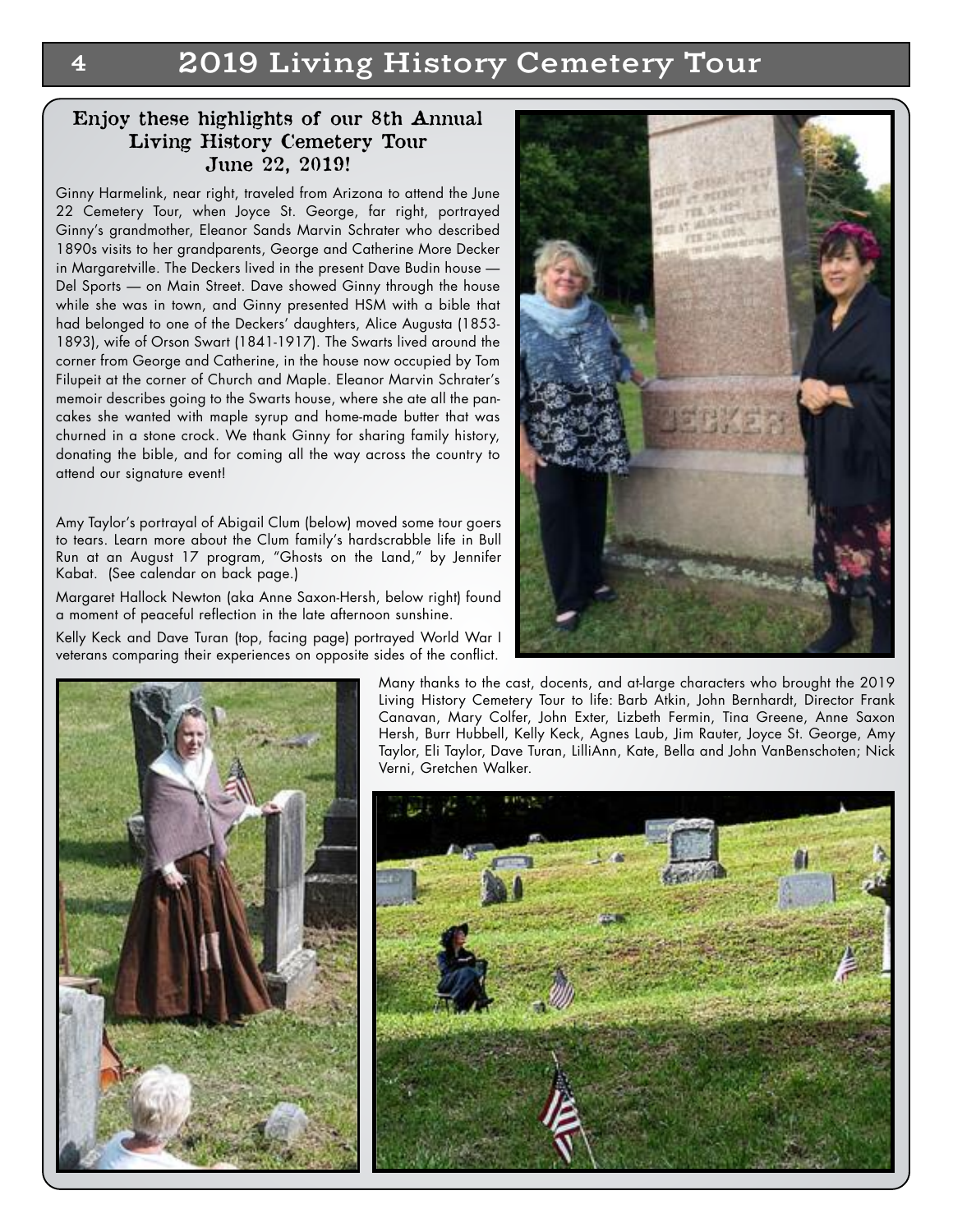# 2019 Living History Cemetery Tour

### Enjoy these highlights of our 8th Annual Living History Cemetery Tour June 22, 2019!

Ginny Harmelink, near right, traveled from Arizona to attend the June 22 Cemetery Tour, when Joyce St. George, far right, portrayed Ginny's grandmother, Eleanor Sands Marvin Schrater who described 1890s visits to her grandparents, George and Catherine More Decker in Margaretville. The Deckers lived in the present Dave Budin house — Del Sports — on Main Street. Dave showed Ginny through the house while she was in town, and Ginny presented HSM with a bible that had belonged to one of the Deckers' daughters, Alice Augusta (1853-1893), wife of Orson Swart (1841-1917). The Swarts lived around the corner from George and Catherine, in the house now occupied by Tom Filupeit at the corner of Church and Maple. Eleanor Marvin Schrater's memoir describes going to the Swarts house, where she ate all the pancakes she wanted with maple syrup and home-made butter that was churned in a stone crock. We thank Ginny for sharing family history, donating the bible, and for coming all the way across the country to attend our signature event!

Amy Taylor's portrayal of Abigail Clum (below) moved some tour goers to tears. Learn more about the Clum family's hardscrabble life in Bull Run at an August 17 program, "Ghosts on the Land," by Jennifer Kabat. (See calendar on back page.)

Margaret Hallock Newton (aka Anne Saxon-Hersh, below right) found a moment of peaceful reflection in the late afternoon sunshine.

Kelly Keck and Dave Turan (top, facing page) portrayed World War I veterans comparing their experiences on opposite sides of the conflict.

Many thanks to the cast, docents, and at-large characters who brought the 2019 Living History Cemetery Tour to life: Barb Atkin, John Bernhardt, Director Frank Canavan, Mary Colfer, John Exter, Lizbeth Fermin, Tina Greene, Anne Saxon Hersh, Burr Hubbell, Kelly Keck, Agnes Laub, Jim Rauter, Joyce St. George, Amy Taylor, Eli Taylor, Dave Turan, LilliAnn, Kate, Bella and John VanBenschoten; Nick Verni, Gretchen Walker.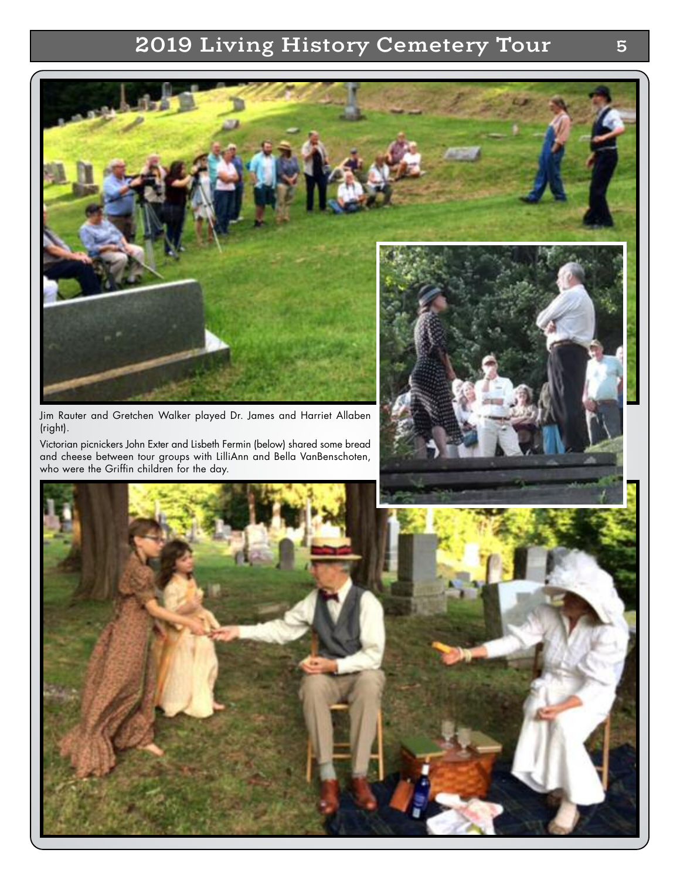# 2019 Living History Cemetery Tour

Jim Rauter and Gretchen Walker played Dr. James and Harriet Allaben (right).

Victorian picnickers John Exter and Lisbeth Fermin (below) shared some bread and cheese between tour groups with LilliAnn and Bella VanBenschoten, who were the Griffin children for the day.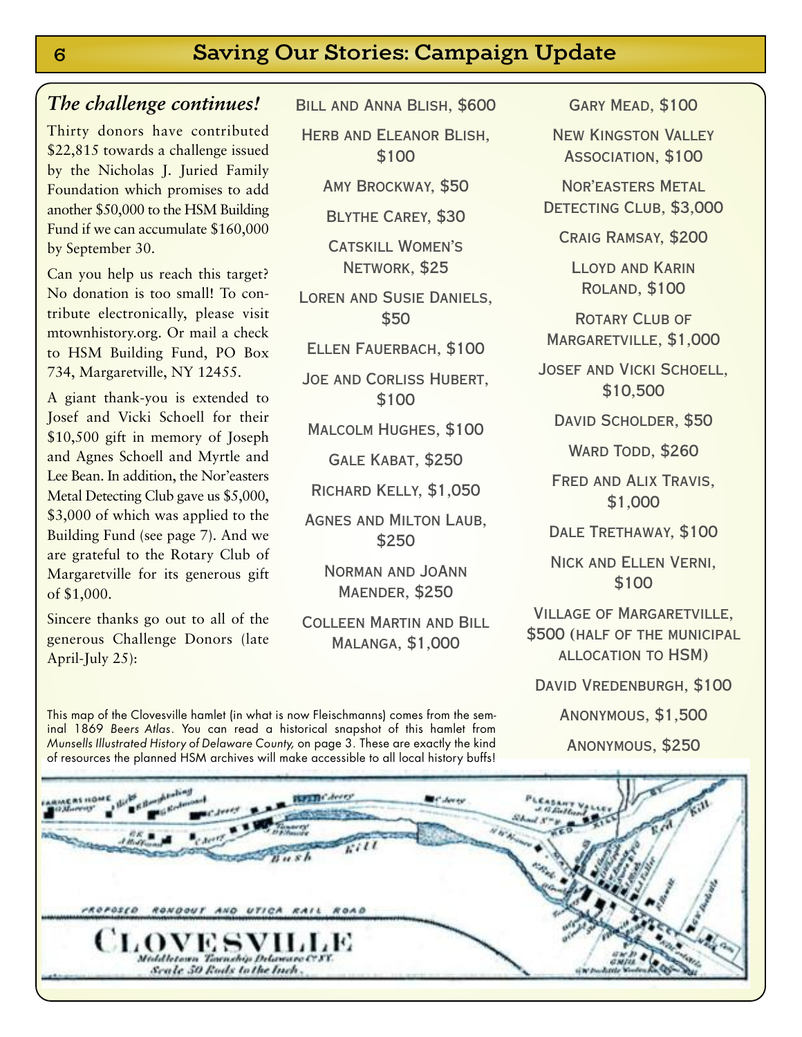## Saving Our Stories: Campaign Update

### *The challenge continues!*

Thirty donors have contributed $22,815 towards a challenge issued by the Nicholas J. Juried Family Foundation which promises to add another $50,000 to the HSM Building Fund if we can accumulate $160,000 by September 30.

Can you help us reach this target? No donation is too small! To contribute electronically, please visit mtownhistory.org. Or mail a check to HSM Building Fund, PO Box 734, Margaretville, NY 12455.

A giant thank-you is extended to Josef and Vicki Schoell for their $10,500 gift in memory of Joseph and Agnes Schoell and Myrtle and Lee Bean. In addition, the Nor'easters Metal Detecting Club gave us $5,000, $3,000 of which was applied to the Building Fund (see page 7). And we are grateful to the Rotary Club of Margaretville for its generous gift of $1,000.

Sincere thanks go out to all of the generous Challenge Donors (late April-July 25):

Bill and Anna Blish, $600

Herb and Eleanor Blish, $100

Amy Brockway, $50

Blythe Carey, $30

Catskill Women's Network, $25

Loren and Susie Daniels, $50

Ellen Fauerbach, $100

Joe and Corliss Hubert, $100

Malcolm Hughes, $100

Gale Kabat, $250

Richard Kelly, $1,050

Agnes and Milton Laub, $250

Norman and JoAnn Maender, $250

Colleen Martin and Bill Malanga, $1,000

Gary Mead, $100

New Kingston Valley Association, $100

Nor'easters Metal Detecting Club, $3,000

Craig Ramsay, $200

Lloyd and Karin Roland, $100

Rotary Club of Margaretville, $1,000

Josef and Vicki Schoell, $10,500

David Scholder, $50

Ward Todd, $260

Fred and Alix Travis, $1,000

Dale Trethaway, $100

Nick and Ellen Verni, $100

Village of Margaretville, $500 (half of the municipal allocation to HSM)

David Vredenburgh, $100

Anonymous, $1,500

Anonymous, $250

This map of the Clovesville hamlet (in what is now Fleischmanns) comes from the seminal 1869 *Beers Atlas*. You can read a historical snapshot of this hamlet from *Munsells Illustrated History of Delaware County,* on page 3. These are exactly the kind of resources the planned HSM archives will make accessible to all local history buffs!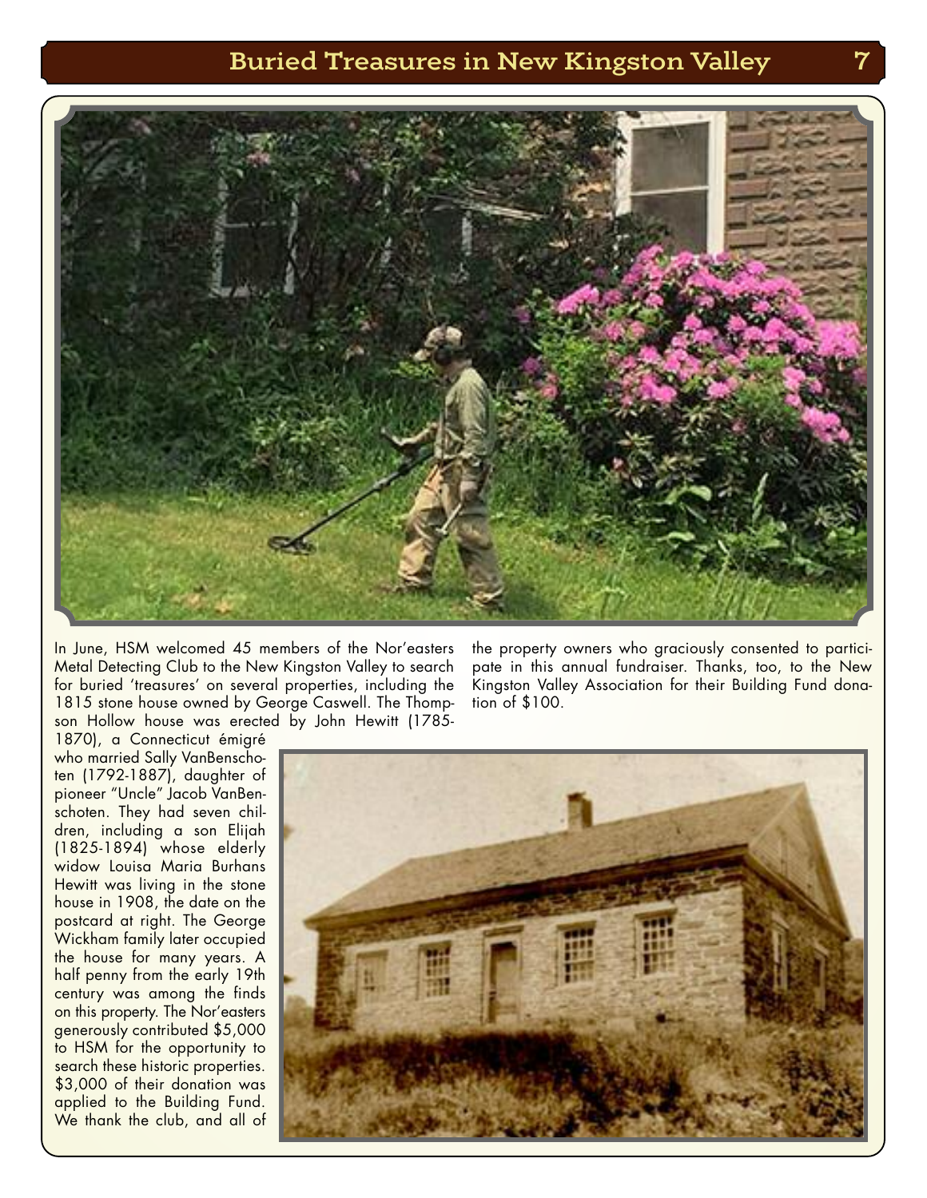# Buried Treasures in New Kingston Valley

In June, HSM welcomed 45 members of the Nor'easters Metal Detecting Club to the New Kingston Valley to search for buried 'treasures' on several properties, including the 1815 stone house owned by George Caswell. The Thompson Hollow house was erected by John Hewitt (1785-1870), a Connecticut émigré who married Sally VanBenschoten (1792-1887), daughter of pioneer "Uncle" Jacob VanBenschoten. They had seven children, including a son Elijah (1825-1894) whose elderly widow Louisa Maria Burhans Hewitt was living in the stone house in 1908, the date on the postcard at right. The George Wickham family later occupied the house for many years. A half penny from the early 19th century was among the finds on this property. The Nor'easters generously contributed $5,000 to HSM for the opportunity to search these historic properties. $3,000 of their donation was applied to the Building Fund. We thank the club, and all of the property owners who graciously consented to participate in this annual fundraiser. Thanks, too, to the New Kingston Valley Association for their Building Fund donation of $100.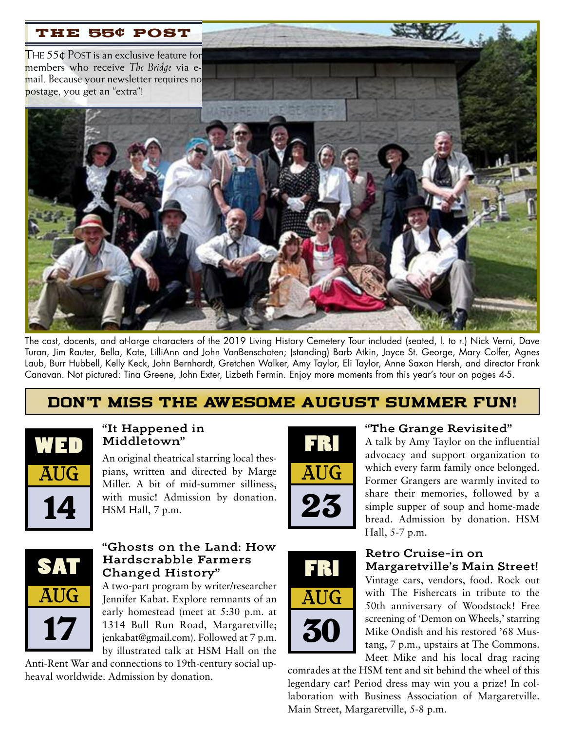## THE 55¢ POST

THE 55¢ POST is an exclusive feature for members who receive *The Bridge* via e-mail. Because your newsletter requires no postage, you get an "extra"!

The cast, docents, and at-large characters of the 2019 Living History Cemetery Tour included (seated, l. to r.) Nick Verni, Dave Turan, Jim Rauter, Bella, Kate, LilliAnn and John VanBenschoten; (standing) Barb Atkin, Joyce St. George, Mary Colfer, Agnes Laub, Burr Hubbell, Kelly Keck, John Bernhardt, Gretchen Walker, Amy Taylor, Eli Taylor, Anne Saxon Hersh, and director Frank Canavan. Not pictured: Tina Greene, John Exter, Lizbeth Fermin. Enjoy more moments from this year's tour on pages 4-5.

## DON'T MISS THE AWESOME AUGUST SUMMER FUN!

**WED AUG 14**

### "It Happened in Middletown"

An original theatrical starring local thespians, written and directed by Marge Miller. A bit of mid-summer silliness, with music! Admission by donation. HSM Hall, 7 p.m.

**SAT AUG 17**

### "Ghosts on the Land: How Hardscrabble Farmers Changed History"

A two-part program by writer/researcher Jennifer Kabat. Explore remnants of an early homestead (meet at 5:30 p.m. at 1314 Bull Run Road, Margaretville; jenkabat@gmail.com). Followed at 7 p.m. by illustrated talk at HSM Hall on the Anti-Rent War and connections to 19th-century social upheaval worldwide. Admission by donation.

**FRI AUG 23**

### "The Grange Revisited"

A talk by Amy Taylor on the influential advocacy and support organization to which every farm family once belonged. Former Grangers are warmly invited to share their memories, followed by a simple supper of soup and home-made bread. Admission by donation. HSM Hall, 5-7 p.m.

**FRI AUG 30**

### Retro Cruise-in on Margaretville's Main Street!

Vintage cars, vendors, food. Rock out with The Fishercats in tribute to the 50th anniversary of Woodstock! Free screening of 'Demon on Wheels,' starring Mike Ondish and his restored '68 Mustang, 7 p.m., upstairs at The Commons. Meet Mike and his local drag racing comrades at the HSM tent and sit behind the wheel of this legendary car! Period dress may win you a prize! In collaboration with Business Association of Margaretville. Main Street, Margaretville, 5-8 p.m.